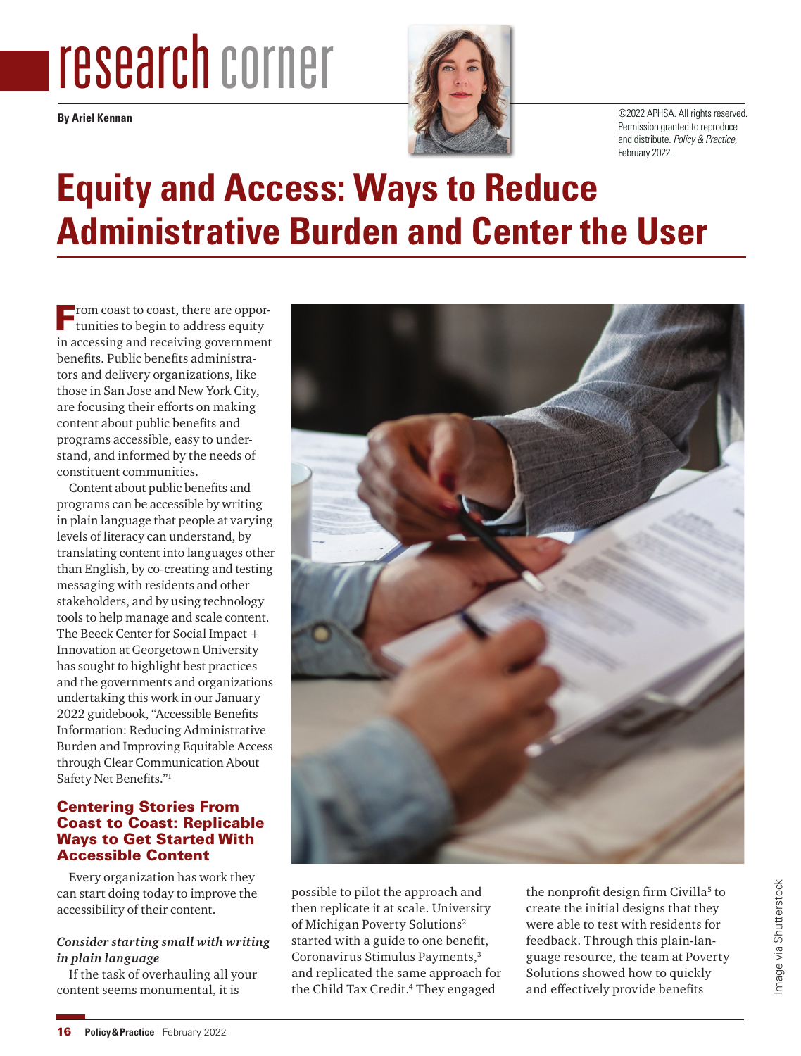research corner

By Ariel Kennan

©2022 APHSA. All rights reserved. Permission granted to reproduce and distribute. *Policy & Practice,* February 2022.

# Equity and Access: Ways to Reduce Administrative Burden and Center the User

From coast to coast, there are opportunities to begin to address equity in accessing and receiving government benefits. Public benefits administrators and delivery organizations, like those in San Jose and New York City, are focusing their efforts on making content about public benefits and programs accessible, easy to understand, and informed by the needs of constituent communities.

Content about public benefits and programs can be accessible by writing in plain language that people at varying levels of literacy can understand, by translating content into languages other than English, by co-creating and testing messaging with residents and other stakeholders, and by using technology tools to help manage and scale content. The Beeck Center for Social Impact + Innovation at Georgetown University has sought to highlight best practices and the governments and organizations undertaking this work in our January 2022 guidebook, "Accessible Benefits Information: Reducing Administrative Burden and Improving Equitable Access through Clear Communication About Safety Net Benefits."[1]

## Centering Stories From Coast to Coast: Replicable Ways to Get Started With Accessible Content

Every organization has work they can start doing today to improve the accessibility of their content.

### *Consider starting small with writing in plain language*

If the task of overhauling all your content seems monumental, it is possible to pilot the approach and then replicate it at scale. University of Michigan Poverty Solutions[2] started with a guide to one benefit, Coronavirus Stimulus Payments,[3] and replicated the same approach for the Child Tax Credit.[4] They engaged the nonprofit design firm Civilla[5] to create the initial designs that they were able to test with residents for feedback. Through this plain-language resource, the team at Poverty Solutions showed how to quickly and effectively provide benefits

Image via Shutterstock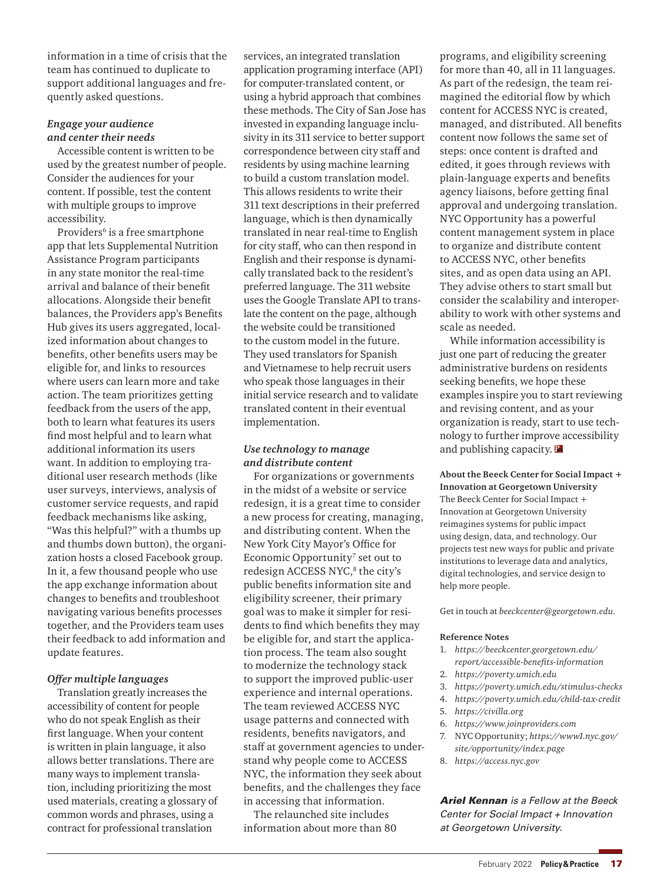information in a time of crisis that the team has continued to duplicate to support additional languages and frequently asked questions.

### *Engage your audience and center their needs*

Accessible content is written to be used by the greatest number of people. Consider the audiences for your content. If possible, test the content with multiple groups to improve accessibility.

Providers[6] is a free smartphone app that lets Supplemental Nutrition Assistance Program participants in any state monitor the real-time arrival and balance of their benefit allocations. Alongside their benefit balances, the Providers app's Benefits Hub gives its users aggregated, localized information about changes to benefits, other benefits users may be eligible for, and links to resources where users can learn more and take action. The team prioritizes getting feedback from the users of the app, both to learn what features its users find most helpful and to learn what additional information its users want. In addition to employing traditional user research methods (like user surveys, interviews, analysis of customer service requests, and rapid feedback mechanisms like asking, "Was this helpful?" with a thumbs up and thumbs down button), the organization hosts a closed Facebook group. In it, a few thousand people who use the app exchange information about changes to benefits and troubleshoot navigating various benefits processes together, and the Providers team uses their feedback to add information and update features.

### *Offer multiple languages*

Translation greatly increases the accessibility of content for people who do not speak English as their first language. When your content is written in plain language, it also allows better translations. There are many ways to implement translation, including prioritizing the most used materials, creating a glossary of common words and phrases, using a contract for professional translation services, an integrated translation application programing interface (API) for computer-translated content, or using a hybrid approach that combines these methods. The City of San Jose has invested in expanding language inclusivity in its 311 service to better support correspondence between city staff and residents by using machine learning to build a custom translation model. This allows residents to write their 311 text descriptions in their preferred language, which is then dynamically translated in near real-time to English for city staff, who can then respond in English and their response is dynamically translated back to the resident's preferred language. The 311 website uses the Google Translate API to translate the content on the page, although the website could be transitioned to the custom model in the future. They used translators for Spanish and Vietnamese to help recruit users who speak those languages in their initial service research and to validate translated content in their eventual implementation.

### *Use technology to manage and distribute content*

For organizations or governments in the midst of a website or service redesign, it is a great time to consider a new process for creating, managing, and distributing content. When the New York City Mayor's Office for Economic Opportunity[7] set out to redesign ACCESS NYC,[8] the city's public benefits information site and eligibility screener, their primary goal was to make it simpler for residents to find which benefits they may be eligible for, and start the application process. The team also sought to modernize the technology stack to support the improved public-user experience and internal operations. The team reviewed ACCESS NYC usage patterns and connected with residents, benefits navigators, and staff at government agencies to understand why people come to ACCESS NYC, the information they seek about benefits, and the challenges they face in accessing that information.

The relaunched site includes information about more than 80 programs, and eligibility screening for more than 40, all in 11 languages. As part of the redesign, the team reimagined the editorial flow by which content for ACCESS NYC is created, managed, and distributed. All benefits content now follows the same set of steps: once content is drafted and edited, it goes through reviews with plain-language experts and benefits agency liaisons, before getting final approval and undergoing translation. NYC Opportunity has a powerful content management system in place to organize and distribute content to ACCESS NYC, other benefits sites, and as open data using an API. They advise others to start small but consider the scalability and interoperability to work with other systems and scale as needed.

While information accessibility is just one part of reducing the greater administrative burdens on residents seeking benefits, we hope these examples inspire you to start reviewing and revising content, and as your organization is ready, start to use technology to further improve accessibility and publishing capacity.

**About the Beeck Center for Social Impact + Innovation at Georgetown University**

The Beeck Center for Social Impact + Innovation at Georgetown University reimagines systems for public impact using design, data, and technology. Our projects test new ways for public and private institutions to leverage data and analytics, digital technologies, and service design to help more people.

Get in touch at *beeckcenter@georgetown.edu*.

**Reference Notes**

1. *https://beeckcenter.georgetown.edu/report/accessible-benefits-information*
2. *https://poverty.umich.edu*
3. *https://poverty.umich.edu/stimulus-checks*
4. *https://poverty.umich.edu/child-tax-credit*
5. *https://civilla.org*
6. *https://www.joinproviders.com*
7. NYC Opportunity; *https://www1.nyc.gov/site/opportunity/index.page*
8. *https://access.nyc.gov*

***Ariel Kennan*** *is a Fellow at the Beeck Center for Social Impact + Innovation at Georgetown University.*